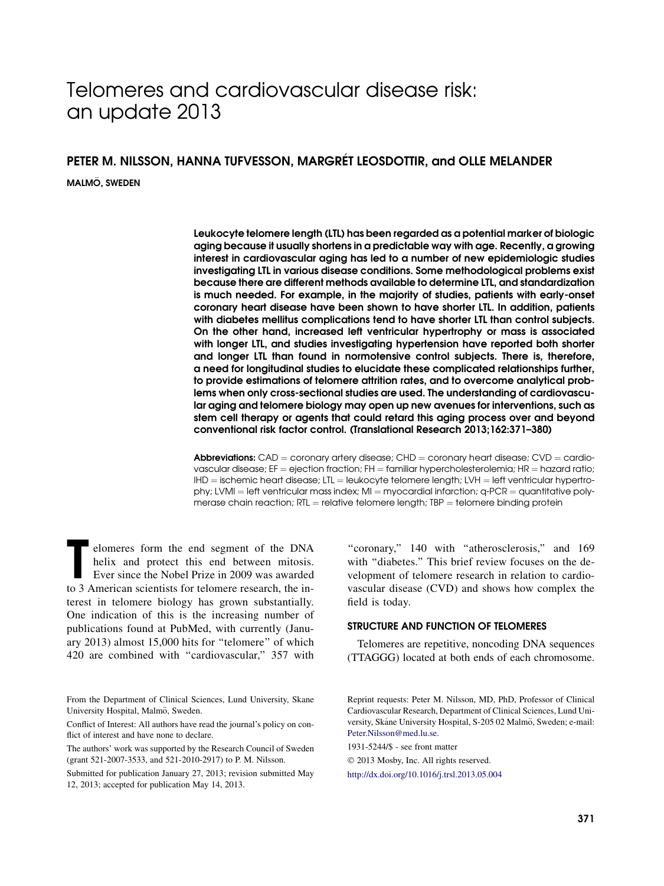# Telomeres and cardiovascular disease risk: an update 2013

## PETER M. NILSSON, HANNA TUFVESSON, MARGRÉT LEOSDOTTIR, and OLLE MELANDER

MALMÖ, SWEDEN

**Leukocyte telomere length (LTL) has been regarded as a potential marker of biologic aging because it usually shortens in a predictable way with age. Recently, a growing interest in cardiovascular aging has led to a number of new epidemiologic studies investigating LTL in various disease conditions. Some methodological problems exist because there are different methods available to determine LTL, and standardization is much needed. For example, in the majority of studies, patients with early-onset coronary heart disease have been shown to have shorter LTL. In addition, patients with diabetes mellitus complications tend to have shorter LTL than control subjects. On the other hand, increased left ventricular hypertrophy or mass is associated with longer LTL, and studies investigating hypertension have reported both shorter and longer LTL than found in normotensive control subjects. There is, therefore, a need for longitudinal studies to elucidate these complicated relationships further, to provide estimations of telomere attrition rates, and to overcome analytical problems when only cross-sectional studies are used. The understanding of cardiovascular aging and telomere biology may open up new avenues for interventions, such as stem cell therapy or agents that could retard this aging process over and beyond conventional risk factor control. (Translational Research 2013;162:371–380)**

**Abbreviations:** CAD = coronary artery disease; CHD = coronary heart disease; CVD = cardiovascular disease; EF = ejection fraction; FH = familiar hypercholesterolemia; HR = hazard ratio; IHD = ischemic heart disease; LTL = leukocyte telomere length; LVH = left ventricular hypertrophy; LVMI = left ventricular mass index; MI = myocardial infarction; q-PCR = quantitative polymerase chain reaction; RTL = relative telomere length; TBP = telomere binding protein

Telomeres form the end segment of the DNA helix and protect this end between mitosis. Ever since the Nobel Prize in 2009 was awarded to 3 American scientists for telomere research, the interest in telomere biology has grown substantially. One indication of this is the increasing number of publications found at PubMed, with currently (January 2013) almost 15,000 hits for "telomere" of which 420 are combined with "cardiovascular," 357 with "coronary," 140 with "atherosclerosis," and 169 with "diabetes." This brief review focuses on the development of telomere research in relation to cardiovascular disease (CVD) and shows how complex the field is today.

### STRUCTURE AND FUNCTION OF TELOMERES

Telomeres are repetitive, noncoding DNA sequences (TTAGGG) located at both ends of each chromosome.

From the Department of Clinical Sciences, Lund University, Skane University Hospital, Malmö, Sweden.

Conflict of Interest: All authors have read the journal's policy on conflict of interest and have none to declare.

The authors' work was supported by the Research Council of Sweden (grant 521-2007-3533, and 521-2010-2917) to P. M. Nilsson.

Submitted for publication January 27, 2013; revision submitted May 12, 2013; accepted for publication May 14, 2013.

Reprint requests: Peter M. Nilsson, MD, PhD, Professor of Clinical Cardiovascular Research, Department of Clinical Sciences, Lund University, Skåne University Hospital, S-205 02 Malmö, Sweden; e-mail: Peter.Nilsson@med.lu.se.

1931-5244/$ - see front matter

© 2013 Mosby, Inc. All rights reserved.

http://dx.doi.org/10.1016/j.trsl.2013.05.004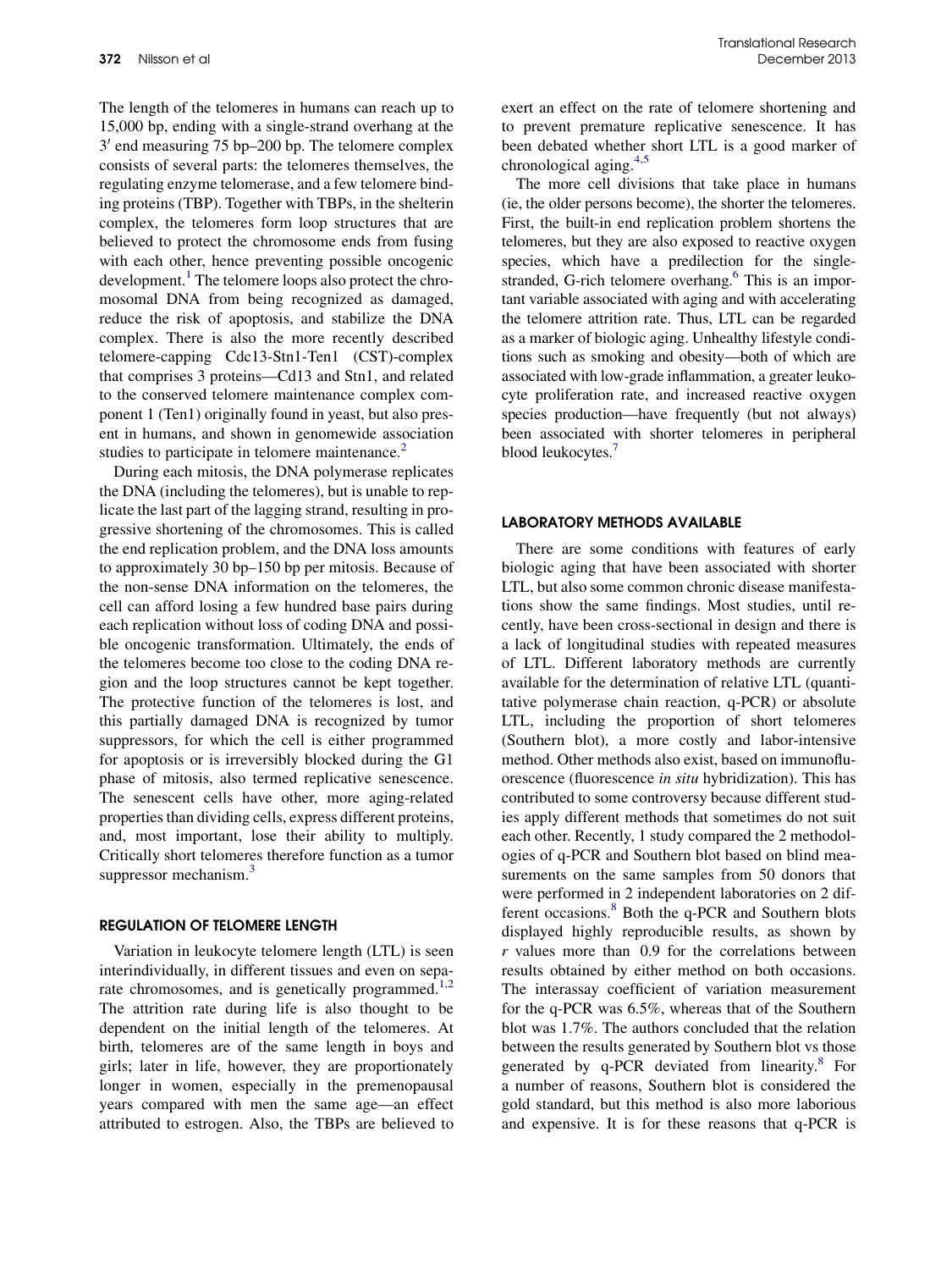The length of the telomeres in humans can reach up to 15,000 bp, ending with a single-strand overhang at the 3′ end measuring 75 bp–200 bp. The telomere complex consists of several parts: the telomeres themselves, the regulating enzyme telomerase, and a few telomere binding proteins (TBP). Together with TBPs, in the shelterin complex, the telomeres form loop structures that are believed to protect the chromosome ends from fusing with each other, hence preventing possible oncogenic development.[1] The telomere loops also protect the chromosomal DNA from being recognized as damaged, reduce the risk of apoptosis, and stabilize the DNA complex. There is also the more recently described telomere-capping Cdc13-Stn1-Ten1 (CST)-complex that comprises 3 proteins—Cd13 and Stn1, and related to the conserved telomere maintenance complex component 1 (Ten1) originally found in yeast, but also present in humans, and shown in genomewide association studies to participate in telomere maintenance.[2]

During each mitosis, the DNA polymerase replicates the DNA (including the telomeres), but is unable to replicate the last part of the lagging strand, resulting in progressive shortening of the chromosomes. This is called the end replication problem, and the DNA loss amounts to approximately 30 bp–150 bp per mitosis. Because of the non-sense DNA information on the telomeres, the cell can afford losing a few hundred base pairs during each replication without loss of coding DNA and possible oncogenic transformation. Ultimately, the ends of the telomeres become too close to the coding DNA region and the loop structures cannot be kept together. The protective function of the telomeres is lost, and this partially damaged DNA is recognized by tumor suppressors, for which the cell is either programmed for apoptosis or is irreversibly blocked during the G1 phase of mitosis, also termed replicative senescence. The senescent cells have other, more aging-related properties than dividing cells, express different proteins, and, most important, lose their ability to multiply. Critically short telomeres therefore function as a tumor suppressor mechanism.[3]

## REGULATION OF TELOMERE LENGTH

Variation in leukocyte telomere length (LTL) is seen interindividually, in different tissues and even on separate chromosomes, and is genetically programmed.[1,2] The attrition rate during life is also thought to be dependent on the initial length of the telomeres. At birth, telomeres are of the same length in boys and girls; later in life, however, they are proportionately longer in women, especially in the premenopausal years compared with men the same age—an effect attributed to estrogen. Also, the TBPs are believed to exert an effect on the rate of telomere shortening and to prevent premature replicative senescence. It has been debated whether short LTL is a good marker of chronological aging.[4,5]

The more cell divisions that take place in humans (ie, the older persons become), the shorter the telomeres. First, the built-in end replication problem shortens the telomeres, but they are also exposed to reactive oxygen species, which have a predilection for the single-stranded, G-rich telomere overhang.[6] This is an important variable associated with aging and with accelerating the telomere attrition rate. Thus, LTL can be regarded as a marker of biologic aging. Unhealthy lifestyle conditions such as smoking and obesity—both of which are associated with low-grade inflammation, a greater leukocyte proliferation rate, and increased reactive oxygen species production—have frequently (but not always) been associated with shorter telomeres in peripheral blood leukocytes.[7]

## LABORATORY METHODS AVAILABLE

There are some conditions with features of early biologic aging that have been associated with shorter LTL, but also some common chronic disease manifestations show the same findings. Most studies, until recently, have been cross-sectional in design and there is a lack of longitudinal studies with repeated measures of LTL. Different laboratory methods are currently available for the determination of relative LTL (quantitative polymerase chain reaction, q-PCR) or absolute LTL, including the proportion of short telomeres (Southern blot), a more costly and labor-intensive method. Other methods also exist, based on immunofluorescence (fluorescence *in situ* hybridization). This has contributed to some controversy because different studies apply different methods that sometimes do not suit each other. Recently, 1 study compared the 2 methodologies of q-PCR and Southern blot based on blind measurements on the same samples from 50 donors that were performed in 2 independent laboratories on 2 different occasions.[8] Both the q-PCR and Southern blots displayed highly reproducible results, as shown by $r$ values more than 0.9 for the correlations between results obtained by either method on both occasions. The interassay coefficient of variation measurement for the q-PCR was 6.5%, whereas that of the Southern blot was 1.7%. The authors concluded that the relation between the results generated by Southern blot vs those generated by q-PCR deviated from linearity.[8] For a number of reasons, Southern blot is considered the gold standard, but this method is also more laborious and expensive. It is for these reasons that q-PCR is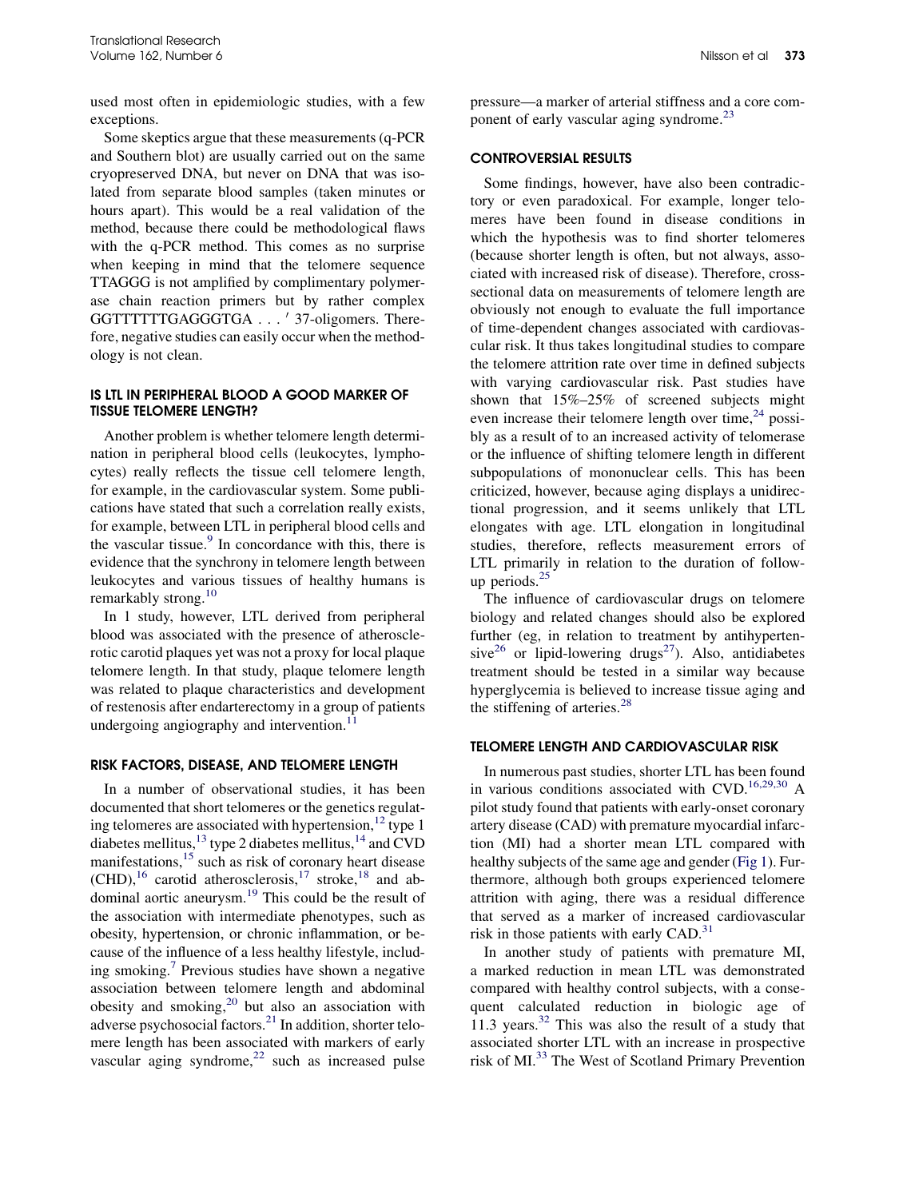used most often in epidemiologic studies, with a few exceptions.

Some skeptics argue that these measurements (q-PCR and Southern blot) are usually carried out on the same cryopreserved DNA, but never on DNA that was isolated from separate blood samples (taken minutes or hours apart). This would be a real validation of the method, because there could be methodological flaws with the q-PCR method. This comes as no surprise when keeping in mind that the telomere sequence TTAGGG is not amplified by complimentary polymerase chain reaction primers but by rather complex GGTTTTTTGAGGGTGA . . . ′ 37-oligomers. Therefore, negative studies can easily occur when the methodology is not clean.

## IS LTL IN PERIPHERAL BLOOD A GOOD MARKER OF TISSUE TELOMERE LENGTH?

Another problem is whether telomere length determination in peripheral blood cells (leukocytes, lymphocytes) really reflects the tissue cell telomere length, for example, in the cardiovascular system. Some publications have stated that such a correlation really exists, for example, between LTL in peripheral blood cells and the vascular tissue.[9] In concordance with this, there is evidence that the synchrony in telomere length between leukocytes and various tissues of healthy humans is remarkably strong.[10]

In 1 study, however, LTL derived from peripheral blood was associated with the presence of atherosclerotic carotid plaques yet was not a proxy for local plaque telomere length. In that study, plaque telomere length was related to plaque characteristics and development of restenosis after endarterectomy in a group of patients undergoing angiography and intervention.[11]

## RISK FACTORS, DISEASE, AND TELOMERE LENGTH

In a number of observational studies, it has been documented that short telomeres or the genetics regulating telomeres are associated with hypertension,[12] type 1 diabetes mellitus,[13] type 2 diabetes mellitus,[14] and CVD manifestations,[15] such as risk of coronary heart disease (CHD),[16] carotid atherosclerosis,[17] stroke,[18] and abdominal aortic aneurysm.[19] This could be the result of the association with intermediate phenotypes, such as obesity, hypertension, or chronic inflammation, or because of the influence of a less healthy lifestyle, including smoking.[7] Previous studies have shown a negative association between telomere length and abdominal obesity and smoking,[20] but also an association with adverse psychosocial factors.[21] In addition, shorter telomere length has been associated with markers of early vascular aging syndrome,[22] such as increased pulse pressure—a marker of arterial stiffness and a core component of early vascular aging syndrome.[23]

## CONTROVERSIAL RESULTS

Some findings, however, have also been contradictory or even paradoxical. For example, longer telomeres have been found in disease conditions in which the hypothesis was to find shorter telomeres (because shorter length is often, but not always, associated with increased risk of disease). Therefore, cross-sectional data on measurements of telomere length are obviously not enough to evaluate the full importance of time-dependent changes associated with cardiovascular risk. It thus takes longitudinal studies to compare the telomere attrition rate over time in defined subjects with varying cardiovascular risk. Past studies have shown that 15%–25% of screened subjects might even increase their telomere length over time,[24] possibly as a result of to an increased activity of telomerase or the influence of shifting telomere length in different subpopulations of mononuclear cells. This has been criticized, however, because aging displays a unidirectional progression, and it seems unlikely that LTL elongates with age. LTL elongation in longitudinal studies, therefore, reflects measurement errors of LTL primarily in relation to the duration of follow-up periods.[25]

The influence of cardiovascular drugs on telomere biology and related changes should also be explored further (eg, in relation to treatment by antihypertensive[26] or lipid-lowering drugs[27]). Also, antidiabetes treatment should be tested in a similar way because hyperglycemia is believed to increase tissue aging and the stiffening of arteries.[28]

## TELOMERE LENGTH AND CARDIOVASCULAR RISK

In numerous past studies, shorter LTL has been found in various conditions associated with CVD.[16,29,30] A pilot study found that patients with early-onset coronary artery disease (CAD) with premature myocardial infarction (MI) had a shorter mean LTL compared with healthy subjects of the same age and gender (Fig 1). Furthermore, although both groups experienced telomere attrition with aging, there was a residual difference that served as a marker of increased cardiovascular risk in those patients with early CAD.[31]

In another study of patients with premature MI, a marked reduction in mean LTL was demonstrated compared with healthy control subjects, with a consequent calculated reduction in biologic age of 11.3 years.[32] This was also the result of a study that associated shorter LTL with an increase in prospective risk of MI.[33] The West of Scotland Primary Prevention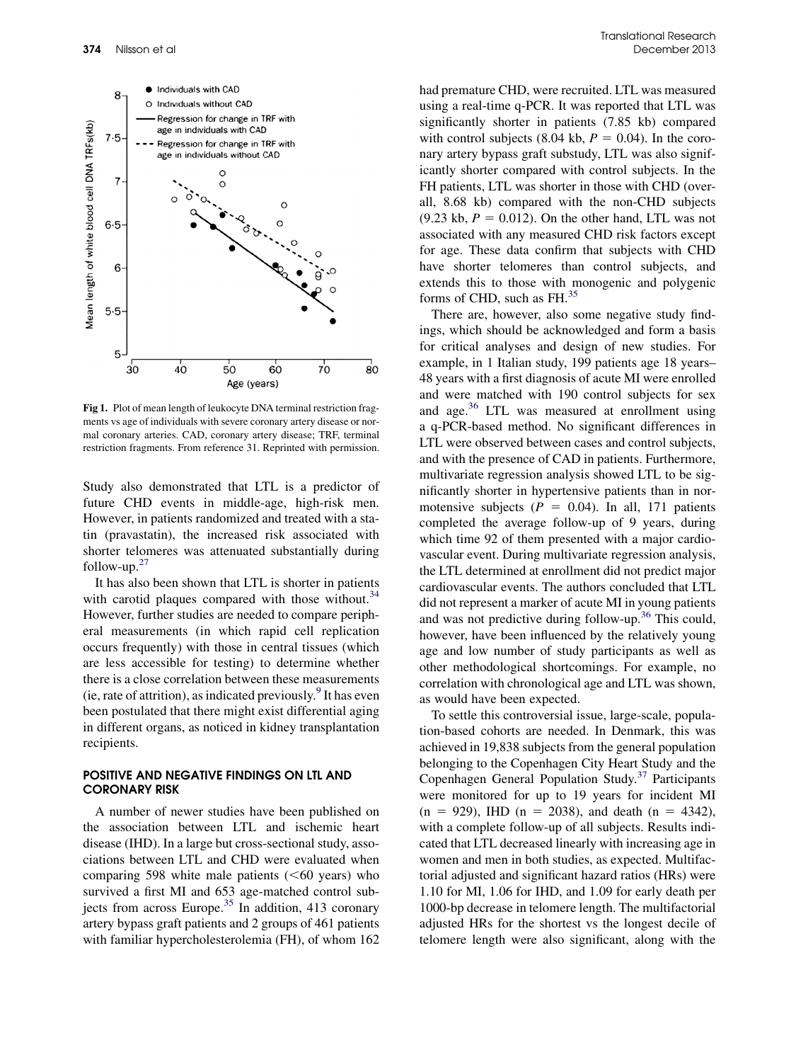Fig 1. Plot of mean length of leukocyte DNA terminal restriction fragments vs age of individuals with severe coronary artery disease or normal coronary arteries. CAD, coronary artery disease; TRF, terminal restriction fragments. From reference 31. Reprinted with permission.

Study also demonstrated that LTL is a predictor of future CHD events in middle-age, high-risk men. However, in patients randomized and treated with a statin (pravastatin), the increased risk associated with shorter telomeres was attenuated substantially during follow-up.[27]

It has also been shown that LTL is shorter in patients with carotid plaques compared with those without.[34] However, further studies are needed to compare peripheral measurements (in which rapid cell replication occurs frequently) with those in central tissues (which are less accessible for testing) to determine whether there is a close correlation between these measurements (ie, rate of attrition), as indicated previously.[9] It has even been postulated that there might exist differential aging in different organs, as noticed in kidney transplantation recipients.

## POSITIVE AND NEGATIVE FINDINGS ON LTL AND CORONARY RISK

A number of newer studies have been published on the association between LTL and ischemic heart disease (IHD). In a large but cross-sectional study, associations between LTL and CHD were evaluated when comparing 598 white male patients (<60 years) who survived a first MI and 653 age-matched control subjects from across Europe.[35] In addition, 413 coronary artery bypass graft patients and 2 groups of 461 patients with familiar hypercholesterolemia (FH), of whom 162 had premature CHD, were recruited. LTL was measured using a real-time q-PCR. It was reported that LTL was significantly shorter in patients (7.85 kb) compared with control subjects (8.04 kb, $P = 0.04$). In the coronary artery bypass graft substudy, LTL was also significantly shorter compared with control subjects. In the FH patients, LTL was shorter in those with CHD (overall, 8.68 kb) compared with the non-CHD subjects (9.23 kb, $P = 0.012$). On the other hand, LTL was not associated with any measured CHD risk factors except for age. These data confirm that subjects with CHD have shorter telomeres than control subjects, and extends this to those with monogenic and polygenic forms of CHD, such as FH.[35]

There are, however, also some negative study findings, which should be acknowledged and form a basis for critical analyses and design of new studies. For example, in 1 Italian study, 199 patients age 18 years–48 years with a first diagnosis of acute MI were enrolled and were matched with 190 control subjects for sex and age.[36] LTL was measured at enrollment using a q-PCR-based method. No significant differences in LTL were observed between cases and control subjects, and with the presence of CAD in patients. Furthermore, multivariate regression analysis showed LTL to be significantly shorter in hypertensive patients than in normotensive subjects ($P = 0.04$). In all, 171 patients completed the average follow-up of 9 years, during which time 92 of them presented with a major cardiovascular event. During multivariate regression analysis, the LTL determined at enrollment did not predict major cardiovascular events. The authors concluded that LTL did not represent a marker of acute MI in young patients and was not predictive during follow-up.[36] This could, however, have been influenced by the relatively young age and low number of study participants as well as other methodological shortcomings. For example, no correlation with chronological age and LTL was shown, as would have been expected.

To settle this controversial issue, large-scale, population-based cohorts are needed. In Denmark, this was achieved in 19,838 subjects from the general population belonging to the Copenhagen City Heart Study and the Copenhagen General Population Study.[37] Participants were monitored for up to 19 years for incident MI ($n = 929$), IHD ($n = 2038$), and death ($n = 4342$), with a complete follow-up of all subjects. Results indicated that LTL decreased linearly with increasing age in women and men in both studies, as expected. Multifactorial adjusted and significant hazard ratios (HRs) were 1.10 for MI, 1.06 for IHD, and 1.09 for early death per 1000-bp decrease in telomere length. The multifactorial adjusted HRs for the shortest vs the longest decile of telomere length were also significant, along with the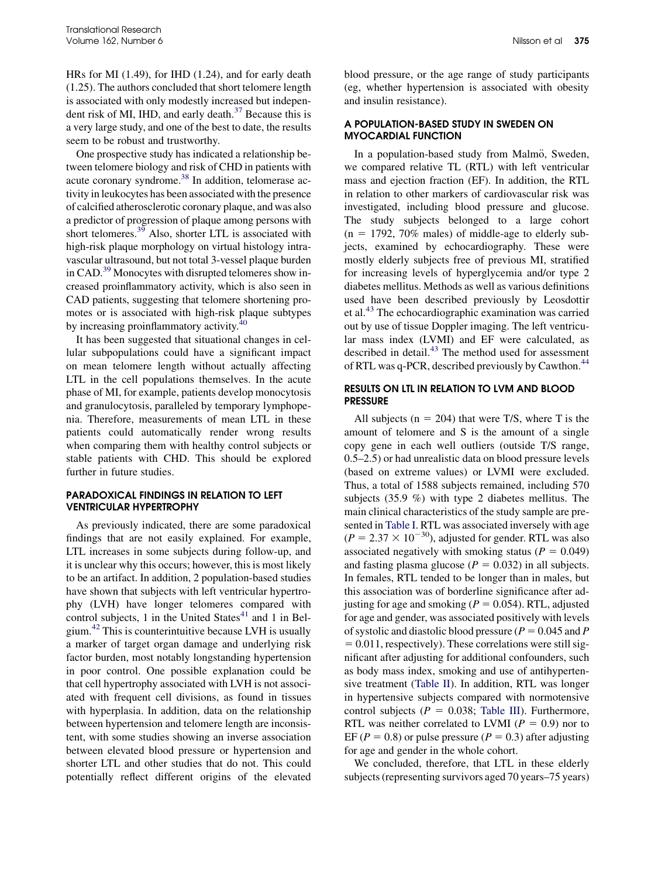HRs for MI (1.49), for IHD (1.24), and for early death (1.25). The authors concluded that short telomere length is associated with only modestly increased but independent risk of MI, IHD, and early death.[37] Because this is a very large study, and one of the best to date, the results seem to be robust and trustworthy.

One prospective study has indicated a relationship between telomere biology and risk of CHD in patients with acute coronary syndrome.[38] In addition, telomerase activity in leukocytes has been associated with the presence of calcified atherosclerotic coronary plaque, and was also a predictor of progression of plaque among persons with short telomeres.[39] Also, shorter LTL is associated with high-risk plaque morphology on virtual histology intravascular ultrasound, but not total 3-vessel plaque burden in CAD.[39] Monocytes with disrupted telomeres show increased proinflammatory activity, which is also seen in CAD patients, suggesting that telomere shortening promotes or is associated with high-risk plaque subtypes by increasing proinflammatory activity.[40]

It has been suggested that situational changes in cellular subpopulations could have a significant impact on mean telomere length without actually affecting LTL in the cell populations themselves. In the acute phase of MI, for example, patients develop monocytosis and granulocytosis, paralleled by temporary lymphopenia. Therefore, measurements of mean LTL in these patients could automatically render wrong results when comparing them with healthy control subjects or stable patients with CHD. This should be explored further in future studies.

## PARADOXICAL FINDINGS IN RELATION TO LEFT VENTRICULAR HYPERTROPHY

As previously indicated, there are some paradoxical findings that are not easily explained. For example, LTL increases in some subjects during follow-up, and it is unclear why this occurs; however, this is most likely to be an artifact. In addition, 2 population-based studies have shown that subjects with left ventricular hypertrophy (LVH) have longer telomeres compared with control subjects, 1 in the United States[41] and 1 in Belgium.[42] This is counterintuitive because LVH is usually a marker of target organ damage and underlying risk factor burden, most notably longstanding hypertension in poor control. One possible explanation could be that cell hypertrophy associated with LVH is not associated with frequent cell divisions, as found in tissues with hyperplasia. In addition, data on the relationship between hypertension and telomere length are inconsistent, with some studies showing an inverse association between elevated blood pressure or hypertension and shorter LTL and other studies that do not. This could potentially reflect different origins of the elevated blood pressure, or the age range of study participants (eg, whether hypertension is associated with obesity and insulin resistance).

## A POPULATION-BASED STUDY IN SWEDEN ON MYOCARDIAL FUNCTION

In a population-based study from Malmö, Sweden, we compared relative TL (RTL) with left ventricular mass and ejection fraction (EF). In addition, the RTL in relation to other markers of cardiovascular risk was investigated, including blood pressure and glucose. The study subjects belonged to a large cohort ($n = 1792$, 70% males) of middle-age to elderly subjects, examined by echocardiography. These were mostly elderly subjects free of previous MI, stratified for increasing levels of hyperglycemia and/or type 2 diabetes mellitus. Methods as well as various definitions used have been described previously by Leosdottir et al.[43] The echocardiographic examination was carried out by use of tissue Doppler imaging. The left ventricular mass index (LVMI) and EF were calculated, as described in detail.[43] The method used for assessment of RTL was q-PCR, described previously by Cawthon.[44]

## RESULTS ON LTL IN RELATION TO LVM AND BLOOD PRESSURE

All subjects ($n = 204$) that were T/S, where T is the amount of telomere and S is the amount of a single copy gene in each well outliers (outside T/S range, 0.5–2.5) or had unrealistic data on blood pressure levels (based on extreme values) or LVMI were excluded. Thus, a total of 1588 subjects remained, including 570 subjects (35.9 %) with type 2 diabetes mellitus. The main clinical characteristics of the study sample are presented in Table I. RTL was associated inversely with age ($P = 2.37 \times 10^{-30}$), adjusted for gender. RTL was also associated negatively with smoking status ($P = 0.049$) and fasting plasma glucose ($P = 0.032$) in all subjects. In females, RTL tended to be longer than in males, but this association was of borderline significance after adjusting for age and smoking ($P = 0.054$). RTL, adjusted for age and gender, was associated positively with levels of systolic and diastolic blood pressure ($P = 0.045$ and $P = 0.011$, respectively). These correlations were still significant after adjusting for additional confounders, such as body mass index, smoking and use of antihypertensive treatment (Table II). In addition, RTL was longer in hypertensive subjects compared with normotensive control subjects ($P = 0.038$; Table III). Furthermore, RTL was neither correlated to LVMI ($P = 0.9$) nor to EF ($P = 0.8$) or pulse pressure ($P = 0.3$) after adjusting for age and gender in the whole cohort.

We concluded, therefore, that LTL in these elderly subjects (representing survivors aged 70 years–75 years)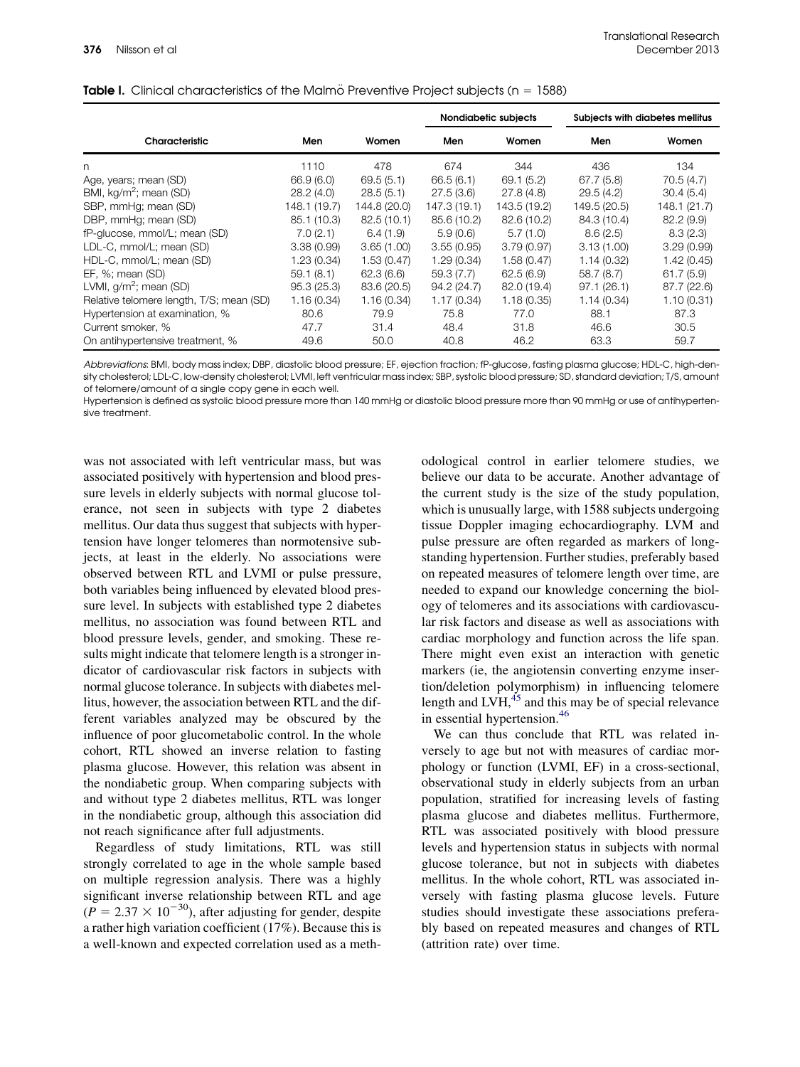**Table I.** Clinical characteristics of the Malmö Preventive Project subjects (n = 1588)

| Characteristic | Men | Women | Nondiabetic subjects | | Subjects with diabetes mellitus | |
|---|---|---|---|---|---|---|
| | | | Men | Women | Men | Women |
| n | 1110 | 478 | 674 | 344 | 436 | 134 |
| Age, years; mean (SD) | 66.9 (6.0) | 69.5 (5.1) | 66.5 (6.1) | 69.1 (5.2) | 67.7 (5.8) | 70.5 (4.7) |
| BMI, kg/m$^2$; mean (SD) | 28.2 (4.0) | 28.5 (5.1) | 27.5 (3.6) | 27.8 (4.8) | 29.5 (4.2) | 30.4 (5.4) |
| SBP, mmHg; mean (SD) | 148.1 (19.7) | 144.8 (20.0) | 147.3 (19.1) | 143.5 (19.2) | 149.5 (20.5) | 148.1 (21.7) |
| DBP, mmHg; mean (SD) | 85.1 (10.3) | 82.5 (10.1) | 85.6 (10.2) | 82.6 (10.2) | 84.3 (10.4) | 82.2 (9.9) |
| fP-glucose, mmol/L; mean (SD) | 7.0 (2.1) | 6.4 (1.9) | 5.9 (0.6) | 5.7 (1.0) | 8.6 (2.5) | 8.3 (2.3) |
| LDL-C, mmol/L; mean (SD) | 3.38 (0.99) | 3.65 (1.00) | 3.55 (0.95) | 3.79 (0.97) | 3.13 (1.00) | 3.29 (0.99) |
| HDL-C, mmol/L; mean (SD) | 1.23 (0.34) | 1.53 (0.47) | 1.29 (0.34) | 1.58 (0.47) | 1.14 (0.32) | 1.42 (0.45) |
| EF, %; mean (SD) | 59.1 (8.1) | 62.3 (6.6) | 59.3 (7.7) | 62.5 (6.9) | 58.7 (8.7) | 61.7 (5.9) |
| LVMI, g/m$^2$; mean (SD) | 95.3 (25.3) | 83.6 (20.5) | 94.2 (24.7) | 82.0 (19.4) | 97.1 (26.1) | 87.7 (22.6) |
| Relative telomere length, T/S; mean (SD) | 1.16 (0.34) | 1.16 (0.34) | 1.17 (0.34) | 1.18 (0.35) | 1.14 (0.34) | 1.10 (0.31) |
| Hypertension at examination, % | 80.6 | 79.9 | 75.8 | 77.0 | 88.1 | 87.3 |
| Current smoker, % | 47.7 | 31.4 | 48.4 | 31.8 | 46.6 | 30.5 |
| On antihypertensive treatment, % | 49.6 | 50.0 | 40.8 | 46.2 | 63.3 | 59.7 |

*Abbreviations*: BMI, body mass index; DBP, diastolic blood pressure; EF, ejection fraction; fP-glucose, fasting plasma glucose; HDL-C, high-density cholesterol; LDL-C, low-density cholesterol; LVMI, left ventricular mass index; SBP, systolic blood pressure; SD, standard deviation; T/S, amount of telomere/amount of a single copy gene in each well.

Hypertension is defined as systolic blood pressure more than 140 mmHg or diastolic blood pressure more than 90 mmHg or use of antihypertensive treatment.

was not associated with left ventricular mass, but was associated positively with hypertension and blood pressure levels in elderly subjects with normal glucose tolerance, not seen in subjects with type 2 diabetes mellitus. Our data thus suggest that subjects with hypertension have longer telomeres than normotensive subjects, at least in the elderly. No associations were observed between RTL and LVMI or pulse pressure, both variables being influenced by elevated blood pressure level. In subjects with established type 2 diabetes mellitus, no association was found between RTL and blood pressure levels, gender, and smoking. These results might indicate that telomere length is a stronger indicator of cardiovascular risk factors in subjects with normal glucose tolerance. In subjects with diabetes mellitus, however, the association between RTL and the different variables analyzed may be obscured by the influence of poor glucometabolic control. In the whole cohort, RTL showed an inverse relation to fasting plasma glucose. However, this relation was absent in the nondiabetic group. When comparing subjects with and without type 2 diabetes mellitus, RTL was longer in the nondiabetic group, although this association did not reach significance after full adjustments.

Regardless of study limitations, RTL was still strongly correlated to age in the whole sample based on multiple regression analysis. There was a highly significant inverse relationship between RTL and age ($P = 2.37 \times 10^{-30}$), after adjusting for gender, despite a rather high variation coefficient (17%). Because this is a well-known and expected correlation used as a methodological control in earlier telomere studies, we believe our data to be accurate. Another advantage of the current study is the size of the study population, which is unusually large, with 1588 subjects undergoing tissue Doppler imaging echocardiography. LVM and pulse pressure are often regarded as markers of longstanding hypertension. Further studies, preferably based on repeated measures of telomere length over time, are needed to expand our knowledge concerning the biology of telomeres and its associations with cardiovascular risk factors and disease as well as associations with cardiac morphology and function across the life span. There might even exist an interaction with genetic markers (ie, the angiotensin converting enzyme insertion/deletion polymorphism) in influencing telomere length and LVH,[45] and this may be of special relevance in essential hypertension.[46]

We can thus conclude that RTL was related inversely to age but not with measures of cardiac morphology or function (LVMI, EF) in a cross-sectional, observational study in elderly subjects from an urban population, stratified for increasing levels of fasting plasma glucose and diabetes mellitus. Furthermore, RTL was associated positively with blood pressure levels and hypertension status in subjects with normal glucose tolerance, but not in subjects with diabetes mellitus. In the whole cohort, RTL was associated inversely with fasting plasma glucose levels. Future studies should investigate these associations preferably based on repeated measures and changes of RTL (attrition rate) over time.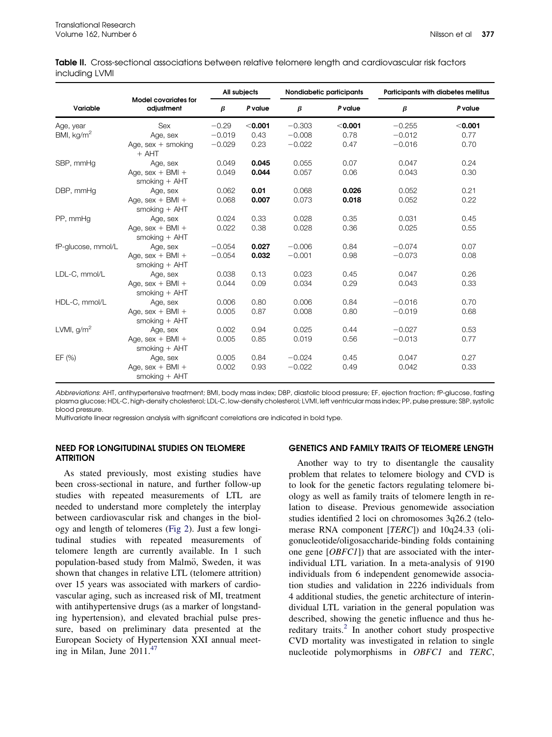**Table II.** Cross-sectional associations between relative telomere length and cardiovascular risk factors including LVMI

| Variable | Model covariates for adjustment | All subjects | | Nondiabetic participants | | Participants with diabetes mellitus | |
|---|---|---|---|---|---|---|---|
| | | $\beta$ | *P* value | $\beta$ | *P* value | $\beta$ | *P* value |
| Age, year | Sex | −0.29 | **<0.001** | −0.303 | **<0.001** | −0.255 | **<0.001** |
| BMI, kg/m$^2$ | Age, sex | −0.019 | 0.43 | −0.008 | 0.78 | −0.012 | 0.77 |
| | Age, sex + smoking + AHT | −0.029 | 0.23 | −0.022 | 0.47 | −0.016 | 0.70 |
| SBP, mmHg | Age, sex | 0.049 | **0.045** | 0.055 | 0.07 | 0.047 | 0.24 |
| | Age, sex + BMI + smoking + AHT | 0.049 | **0.044** | 0.057 | 0.06 | 0.043 | 0.30 |
| DBP, mmHg | Age, sex | 0.062 | **0.01** | 0.068 | **0.026** | 0.052 | 0.21 |
| | Age, sex + BMI + smoking + AHT | 0.068 | **0.007** | 0.073 | **0.018** | 0.052 | 0.22 |
| PP, mmHg | Age, sex | 0.024 | 0.33 | 0.028 | 0.35 | 0.031 | 0.45 |
| | Age, sex + BMI + smoking + AHT | 0.022 | 0.38 | 0.028 | 0.36 | 0.025 | 0.55 |
| fP-glucose, mmol/L | Age, sex | −0.054 | **0.027** | −0.006 | 0.84 | −0.074 | 0.07 |
| | Age, sex + BMI + smoking + AHT | −0.054 | **0.032** | −0.001 | 0.98 | −0.073 | 0.08 |
| LDL-C, mmol/L | Age, sex | 0.038 | 0.13 | 0.023 | 0.45 | 0.047 | 0.26 |
| | Age, sex + BMI + smoking + AHT | 0.044 | 0.09 | 0.034 | 0.29 | 0.043 | 0.33 |
| HDL-C, mmol/L | Age, sex | 0.006 | 0.80 | 0.006 | 0.84 | −0.016 | 0.70 |
| | Age, sex + BMI + smoking + AHT | 0.005 | 0.87 | 0.008 | 0.80 | −0.019 | 0.68 |
| LVMI, g/m$^2$ | Age, sex | 0.002 | 0.94 | 0.025 | 0.44 | −0.027 | 0.53 |
| | Age, sex + BMI + smoking + AHT | 0.005 | 0.85 | 0.019 | 0.56 | −0.013 | 0.77 |
| EF (%) | Age, sex | 0.005 | 0.84 | −0.024 | 0.45 | 0.047 | 0.27 |
| | Age, sex + BMI + smoking + AHT | 0.002 | 0.93 | −0.022 | 0.49 | 0.042 | 0.33 |

*Abbreviations*: AHT, antihypertensive treatment; BMI, body mass index; DBP, diastolic blood pressure; EF, ejection fraction; fP-glucose, fasting plasma glucose; HDL-C, high-density cholesterol; LDL-C, low-density cholesterol; LVMI, left ventricular mass index; PP, pulse pressure; SBP, systolic blood pressure.

Multivariate linear regression analysis with significant correlations are indicated in bold type.

## NEED FOR LONGITUDINAL STUDIES ON TELOMERE ATTRITION

As stated previously, most existing studies have been cross-sectional in nature, and further follow-up studies with repeated measurements of LTL are needed to understand more completely the interplay between cardiovascular risk and changes in the biology and length of telomeres (Fig 2). Just a few longitudinal studies with repeated measurements of telomere length are currently available. In 1 such population-based study from Malmö, Sweden, it was shown that changes in relative LTL (telomere attrition) over 15 years was associated with markers of cardiovascular aging, such as increased risk of MI, treatment with antihypertensive drugs (as a marker of longstanding hypertension), and elevated brachial pulse pressure, based on preliminary data presented at the European Society of Hypertension XXI annual meeting in Milan, June 2011.[47]

## GENETICS AND FAMILY TRAITS OF TELOMERE LENGTH

Another way to try to disentangle the causality problem that relates to telomere biology and CVD is to look for the genetic factors regulating telomere biology as well as family traits of telomere length in relation to disease. Previous genomewide association studies identified 2 loci on chromosomes 3q26.2 (telomerase RNA component [*TERC*]) and 10q24.33 (oligonucleotide/oligosaccharide-binding folds containing one gene [*OBFC1*]) that are associated with the interindividual LTL variation. In a meta-analysis of 9190 individuals from 6 independent genomewide association studies and validation in 2226 individuals from 4 additional studies, the genetic architecture of interindividual LTL variation in the general population was described, showing the genetic influence and thus hereditary traits.[2] In another cohort study prospective CVD mortality was investigated in relation to single nucleotide polymorphisms in *OBFC1* and *TERC*,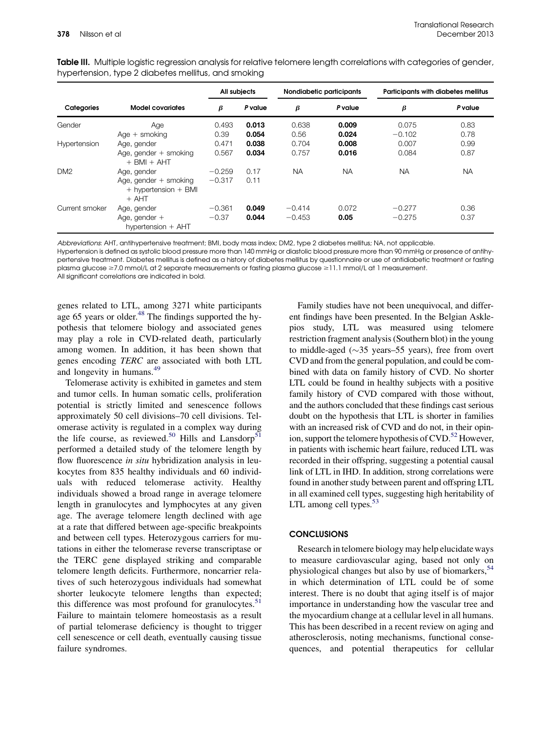**Table III.** Multiple logistic regression analysis for relative telomere length correlations with categories of gender, hypertension, type 2 diabetes mellitus, and smoking

| Categories | Model covariates | All subjects | | Nondiabetic participants | | Participants with diabetes mellitus | |
|---|---|---|---|---|---|---|---|
| | | *β* | *P* value | *β* | *P* value | *β* | *P* value |
| Gender | Age | 0.493 | **0.013** | 0.638 | **0.009** | 0.075 | 0.83 |
| | Age + smoking | 0.39 | **0.054** | 0.56 | **0.024** | −0.102 | 0.78 |
| Hypertension | Age, gender | 0.471 | **0.038** | 0.704 | **0.008** | 0.007 | 0.99 |
| | Age, gender + smoking + BMI + AHT | 0.567 | **0.034** | 0.757 | **0.016** | 0.084 | 0.87 |
| DM2 | Age, gender | −0.259 | 0.17 | NA | NA | NA | NA |
| | Age, gender + smoking + hypertension + BMI + AHT | −0.317 | 0.11 | | | | |
| Current smoker | Age, gender | −0.361 | **0.049** | −0.414 | 0.072 | −0.277 | 0.36 |
| | Age, gender + hypertension + AHT | −0.37 | **0.044** | −0.453 | **0.05** | −0.275 | 0.37 |

*Abbreviations*: AHT, antihypertensive treatment; BMI, body mass index; DM2, type 2 diabetes mellitus; NA, not applicable.
Hypertension is defined as systolic blood pressure more than 140 mmHg or diastolic blood pressure more than 90 mmHg or presence of antihypertensive treatment. Diabetes mellitus is defined as a history of diabetes mellitus by questionnaire or use of antidiabetic treatment or fasting plasma glucose ≥7.0 mmol/L at 2 separate measurements or fasting plasma glucose ≥11.1 mmol/L at 1 measurement.
All significant correlations are indicated in bold.

genes related to LTL, among 3271 white participants age 65 years or older.[48] The findings supported the hypothesis that telomere biology and associated genes may play a role in CVD-related death, particularly among women. In addition, it has been shown that genes encoding *TERC* are associated with both LTL and longevity in humans.[49]

Telomerase activity is exhibited in gametes and stem and tumor cells. In human somatic cells, proliferation potential is strictly limited and senescence follows approximately 50 cell divisions–70 cell divisions. Telomerase activity is regulated in a complex way during the life course, as reviewed.[50] Hills and Lansdorp[51] performed a detailed study of the telomere length by flow fluorescence *in situ* hybridization analysis in leukocytes from 835 healthy individuals and 60 individuals with reduced telomerase activity. Healthy individuals showed a broad range in average telomere length in granulocytes and lymphocytes at any given age. The average telomere length declined with age at a rate that differed between age-specific breakpoints and between cell types. Heterozygous carriers for mutations in either the telomerase reverse transcriptase or the TERC gene displayed striking and comparable telomere length deficits. Furthermore, noncarrier relatives of such heterozygous individuals had somewhat shorter leukocyte telomere lengths than expected; this difference was most profound for granulocytes.[51] Failure to maintain telomere homeostasis as a result of partial telomerase deficiency is thought to trigger cell senescence or cell death, eventually causing tissue failure syndromes.

Family studies have not been unequivocal, and different findings have been presented. In the Belgian Asklepios study, LTL was measured using telomere restriction fragment analysis (Southern blot) in the young to middle-aged (∼35 years–55 years), free from overt CVD and from the general population, and could be combined with data on family history of CVD. No shorter LTL could be found in healthy subjects with a positive family history of CVD compared with those without, and the authors concluded that these findings cast serious doubt on the hypothesis that LTL is shorter in families with an increased risk of CVD and do not, in their opinion, support the telomere hypothesis of CVD.[52] However, in patients with ischemic heart failure, reduced LTL was recorded in their offspring, suggesting a potential causal link of LTL in IHD. In addition, strong correlations were found in another study between parent and offspring LTL in all examined cell types, suggesting high heritability of LTL among cell types.[53]

## CONCLUSIONS

Research in telomere biology may help elucidate ways to measure cardiovascular aging, based not only on physiological changes but also by use of biomarkers,[54] in which determination of LTL could be of some interest. There is no doubt that aging itself is of major importance in understanding how the vascular tree and the myocardium change at a cellular level in all humans. This has been described in a recent review on aging and atherosclerosis, noting mechanisms, functional consequences, and potential therapeutics for cellular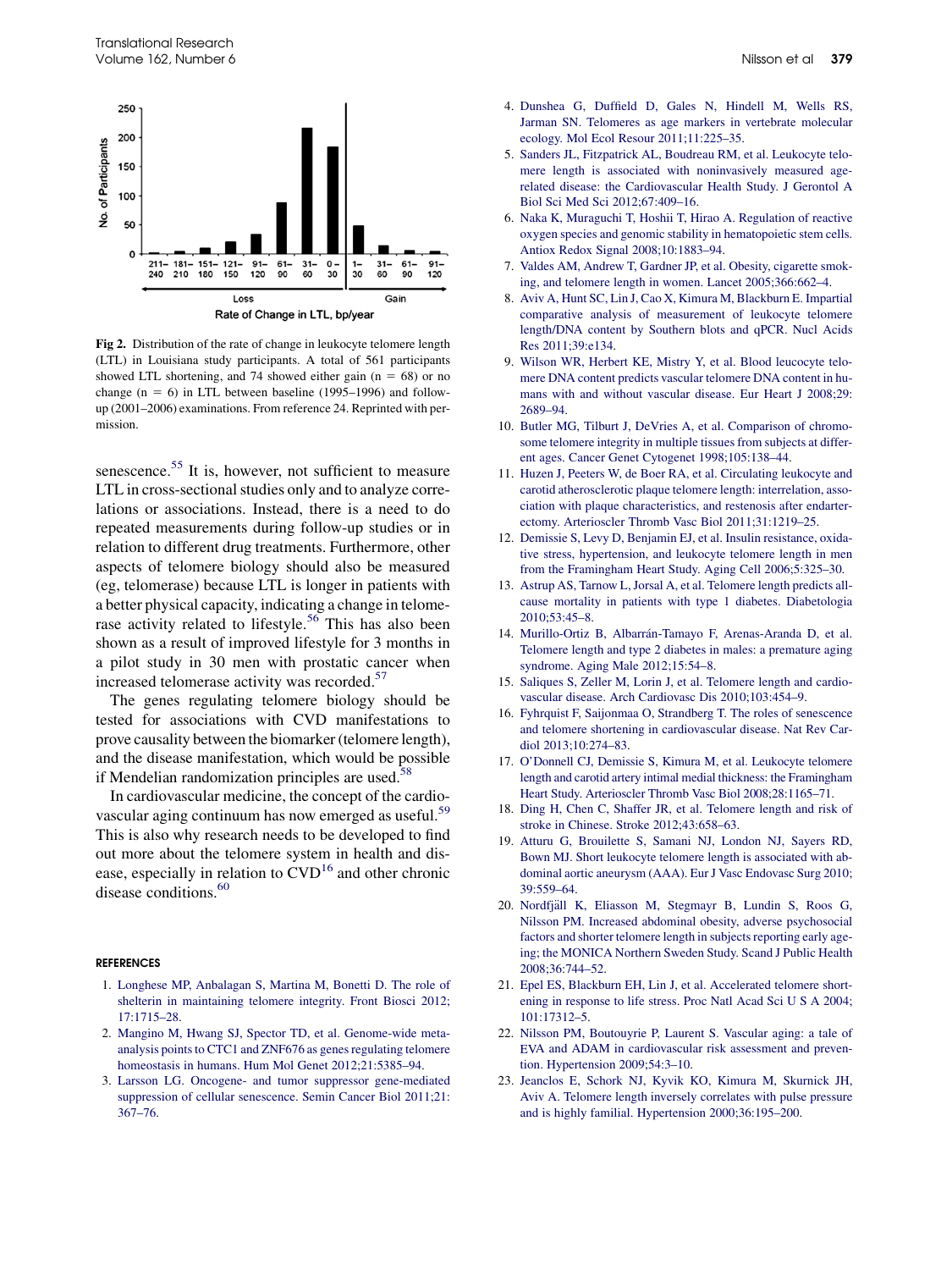Fig 2. Distribution of the rate of change in leukocyte telomere length (LTL) in Louisiana study participants. A total of 561 participants showed LTL shortening, and 74 showed either gain (n = 68) or no change (n = 6) in LTL between baseline (1995–1996) and follow-up (2001–2006) examinations. From reference 24. Reprinted with permission.

senescence.[55] It is, however, not sufficient to measure LTL in cross-sectional studies only and to analyze correlations or associations. Instead, there is a need to do repeated measurements during follow-up studies or in relation to different drug treatments. Furthermore, other aspects of telomere biology should also be measured (eg, telomerase) because LTL is longer in patients with a better physical capacity, indicating a change in telomerase activity related to lifestyle.[56] This has also been shown as a result of improved lifestyle for 3 months in a pilot study in 30 men with prostatic cancer when increased telomerase activity was recorded.[57]

The genes regulating telomere biology should be tested for associations with CVD manifestations to prove causality between the biomarker (telomere length), and the disease manifestation, which would be possible if Mendelian randomization principles are used.[58]

In cardiovascular medicine, the concept of the cardiovascular aging continuum has now emerged as useful.[59] This is also why research needs to be developed to find out more about the telomere system in health and disease, especially in relation to CVD[16] and other chronic disease conditions.[60]

## REFERENCES

1. Longhese MP, Anbalagan S, Martina M, Bonetti D. The role of shelterin in maintaining telomere integrity. Front Biosci 2012;17:1715–28.
2. Mangino M, Hwang SJ, Spector TD, et al. Genome-wide meta-analysis points to CTC1 and ZNF676 as genes regulating telomere homeostasis in humans. Hum Mol Genet 2012;21:5385–94.
3. Larsson LG. Oncogene- and tumor suppressor gene-mediated suppression of cellular senescence. Semin Cancer Biol 2011;21:367–76.
4. Dunshea G, Duffield D, Gales N, Hindell M, Wells RS, Jarman SN. Telomeres as age markers in vertebrate molecular ecology. Mol Ecol Resour 2011;11:225–35.
5. Sanders JL, Fitzpatrick AL, Boudreau RM, et al. Leukocyte telomere length is associated with noninvasively measured age-related disease: the Cardiovascular Health Study. J Gerontol A Biol Sci Med Sci 2012;67:409–16.
6. Naka K, Muraguchi T, Hoshii T, Hirao A. Regulation of reactive oxygen species and genomic stability in hematopoietic stem cells. Antiox Redox Signal 2008;10:1883–94.
7. Valdes AM, Andrew T, Gardner JP, et al. Obesity, cigarette smoking, and telomere length in women. Lancet 2005;366:662–4.
8. Aviv A, Hunt SC, Lin J, Cao X, Kimura M, Blackburn E. Impartial comparative analysis of measurement of leukocyte telomere length/DNA content by Southern blots and qPCR. Nucl Acids Res 2011;39:e134.
9. Wilson WR, Herbert KE, Mistry Y, et al. Blood leucocyte telomere DNA content predicts vascular telomere DNA content in humans with and without vascular disease. Eur Heart J 2008;29:2689–94.
10. Butler MG, Tilburt J, DeVries A, et al. Comparison of chromosome telomere integrity in multiple tissues from subjects at different ages. Cancer Genet Cytogenet 1998;105:138–44.
11. Huzen J, Peeters W, de Boer RA, et al. Circulating leukocyte and carotid atherosclerotic plaque telomere length: interrelation, association with plaque characteristics, and restenosis after endarterectomy. Arterioscler Thromb Vasc Biol 2011;31:1219–25.
12. Demissie S, Levy D, Benjamin EJ, et al. Insulin resistance, oxidative stress, hypertension, and leukocyte telomere length in men from the Framingham Heart Study. Aging Cell 2006;5:325–30.
13. Astrup AS, Tarnow L, Jorsal A, et al. Telomere length predicts all-cause mortality in patients with type 1 diabetes. Diabetologia 2010;53:45–8.
14. Murillo-Ortiz B, Albarrán-Tamayo F, Arenas-Aranda D, et al. Telomere length and type 2 diabetes in males: a premature aging syndrome. Aging Male 2012;15:54–8.
15. Saliques S, Zeller M, Lorin J, et al. Telomere length and cardiovascular disease. Arch Cardiovasc Dis 2010;103:454–9.
16. Fyhrquist F, Saijonmaa O, Strandberg T. The roles of senescence and telomere shortening in cardiovascular disease. Nat Rev Cardiol 2013;10:274–83.
17. O'Donnell CJ, Demissie S, Kimura M, et al. Leukocyte telomere length and carotid artery intimal medial thickness: the Framingham Heart Study. Arterioscler Thromb Vasc Biol 2008;28:1165–71.
18. Ding H, Chen C, Shaffer JR, et al. Telomere length and risk of stroke in Chinese. Stroke 2012;43:658–63.
19. Atturu G, Brouilette S, Samani NJ, London NJ, Sayers RD, Bown MJ. Short leukocyte telomere length is associated with abdominal aortic aneurysm (AAA). Eur J Vasc Endovasc Surg 2010;39:559–64.
20. Nordfjäll K, Eliasson M, Stegmayr B, Lundin S, Roos G, Nilsson PM. Increased abdominal obesity, adverse psychosocial factors and shorter telomere length in subjects reporting early ageing; the MONICA Northern Sweden Study. Scand J Public Health 2008;36:744–52.
21. Epel ES, Blackburn EH, Lin J, et al. Accelerated telomere shortening in response to life stress. Proc Natl Acad Sci U S A 2004;101:17312–5.
22. Nilsson PM, Boutouyrie P, Laurent S. Vascular aging: a tale of EVA and ADAM in cardiovascular risk assessment and prevention. Hypertension 2009;54:3–10.
23. Jeanclos E, Schork NJ, Kyvik KO, Kimura M, Skurnick JH, Aviv A. Telomere length inversely correlates with pulse pressure and is highly familial. Hypertension 2000;36:195–200.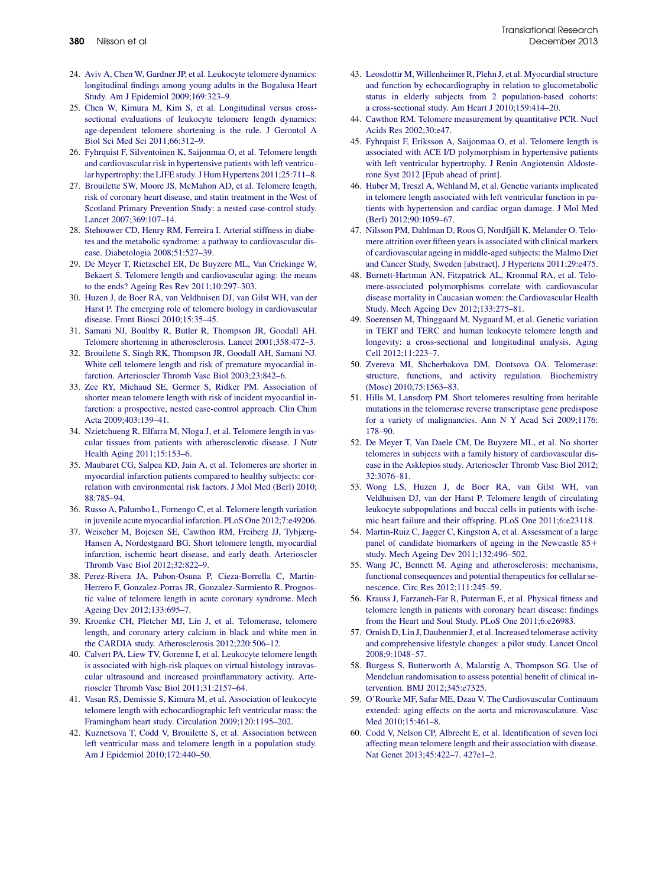24. Aviv A, Chen W, Gardner JP, et al. Leukocyte telomere dynamics: longitudinal findings among young adults in the Bogalusa Heart Study. Am J Epidemiol 2009;169:323–9.
25. Chen W, Kimura M, Kim S, et al. Longitudinal versus cross-sectional evaluations of leukocyte telomere length dynamics: age-dependent telomere shortening is the rule. J Gerontol A Biol Sci Med Sci 2011;66:312–9.
26. Fyhrquist F, Silventoinen K, Saijonmaa O, et al. Telomere length and cardiovascular risk in hypertensive patients with left ventricular hypertrophy: the LIFE study. J Hum Hypertens 2011;25:711–8.
27. Brouilette SW, Moore JS, McMahon AD, et al. Telomere length, risk of coronary heart disease, and statin treatment in the West of Scotland Primary Prevention Study: a nested case-control study. Lancet 2007;369:107–14.
28. Stehouwer CD, Henry RM, Ferreira I. Arterial stiffness in diabetes and the metabolic syndrome: a pathway to cardiovascular disease. Diabetologia 2008;51:527–39.
29. De Meyer T, Rietzschel ER, De Buyzere ML, Van Criekinge W, Bekaert S. Telomere length and cardiovascular aging: the means to the ends? Ageing Res Rev 2011;10:297–303.
30. Huzen J, de Boer RA, van Veldhuisen DJ, van Gilst WH, van der Harst P. The emerging role of telomere biology in cardiovascular disease. Front Biosci 2010;15:35–45.
31. Samani NJ, Boultby R, Butler R, Thompson JR, Goodall AH. Telomere shortening in atherosclerosis. Lancet 2001;358:472–3.
32. Brouilette S, Singh RK, Thompson JR, Goodall AH, Samani NJ. White cell telomere length and risk of premature myocardial infarction. Arterioscler Thromb Vasc Biol 2003;23:842–6.
33. Zee RY, Michaud SE, Germer S, Ridker PM. Association of shorter mean telomere length with risk of incident myocardial infarction: a prospective, nested case-control approach. Clin Chim Acta 2009;403:139–41.
34. Nzietchueng R, Elfarra M, Nloga J, et al. Telomere length in vascular tissues from patients with atherosclerotic disease. J Nutr Health Aging 2011;15:153–6.
35. Maubaret CG, Salpea KD, Jain A, et al. Telomeres are shorter in myocardial infarction patients compared to healthy subjects: correlation with environmental risk factors. J Mol Med (Berl) 2010;88:785–94.
36. Russo A, Palumbo L, Fornengo C, et al. Telomere length variation in juvenile acute myocardial infarction. PLoS One 2012;7:e49206.
37. Weischer M, Bojesen SE, Cawthon RM, Freiberg JJ, Tybjærg-Hansen A, Nordestgaard BG. Short telomere length, myocardial infarction, ischemic heart disease, and early death. Arterioscler Thromb Vasc Biol 2012;32:822–9.
38. Perez-Rivera JA, Pabon-Osuna P, Cieza-Borrella C, Martin-Herrero F, Gonzalez-Porras JR, Gonzalez-Sarmiento R. Prognostic value of telomere length in acute coronary syndrome. Mech Ageing Dev 2012;133:695–7.
39. Kroenke CH, Pletcher MJ, Lin J, et al. Telomerase, telomere length, and coronary artery calcium in black and white men in the CARDIA study. Atherosclerosis 2012;220:506–12.
40. Calvert PA, Liew TV, Gorenne I, et al. Leukocyte telomere length is associated with high-risk plaques on virtual histology intravascular ultrasound and increased proinflammatory activity. Arterioscler Thromb Vasc Biol 2011;31:2157–64.
41. Vasan RS, Demissie S, Kimura M, et al. Association of leukocyte telomere length with echocardiographic left ventricular mass: the Framingham heart study. Circulation 2009;120:1195–202.
42. Kuznetsova T, Codd V, Brouilette S, et al. Association between left ventricular mass and telomere length in a population study. Am J Epidemiol 2010;172:440–50.
43. Leosdottir M, Willenheimer R, Plehn J, et al. Myocardial structure and function by echocardiography in relation to glucometabolic status in elderly subjects from 2 population-based cohorts: a cross-sectional study. Am Heart J 2010;159:414–20.
44. Cawthon RM. Telomere measurement by quantitative PCR. Nucl Acids Res 2002;30:e47.
45. Fyhrquist F, Eriksson A, Saijonmaa O, et al. Telomere length is associated with ACE I/D polymorphism in hypertensive patients with left ventricular hypertrophy. J Renin Angiotensin Aldosterone Syst 2012 [Epub ahead of print].
46. Huber M, Treszl A, Wehland M, et al. Genetic variants implicated in telomere length associated with left ventricular function in patients with hypertension and cardiac organ damage. J Mol Med (Berl) 2012;90:1059–67.
47. Nilsson PM, Dahlman D, Roos G, Nordfjäll K, Melander O. Telomere attrition over fifteen years is associated with clinical markers of cardiovascular ageing in middle-aged subjects: the Malmo Diet and Cancer Study, Sweden [abstract]. J Hypertens 2011;29:e475.
48. Burnett-Hartman AN, Fitzpatrick AL, Kronmal RA, et al. Telomere-associated polymorphisms correlate with cardiovascular disease mortality in Caucasian women: the Cardiovascular Health Study. Mech Ageing Dev 2012;133:275–81.
49. Soerensen M, Thinggaard M, Nygaard M, et al. Genetic variation in TERT and TERC and human leukocyte telomere length and longevity: a cross-sectional and longitudinal analysis. Aging Cell 2012;11:223–7.
50. Zvereva MI, Shcherbakova DM, Dontsova OA. Telomerase: structure, functions, and activity regulation. Biochemistry (Mosc) 2010;75:1563–83.
51. Hills M, Lansdorp PM. Short telomeres resulting from heritable mutations in the telomerase reverse transcriptase gene predispose for a variety of malignancies. Ann N Y Acad Sci 2009;1176:178–90.
52. De Meyer T, Van Daele CM, De Buyzere ML, et al. No shorter telomeres in subjects with a family history of cardiovascular disease in the Asklepios study. Arterioscler Thromb Vasc Biol 2012;32:3076–81.
53. Wong LS, Huzen J, de Boer RA, van Gilst WH, van Veldhuisen DJ, van der Harst P. Telomere length of circulating leukocyte subpopulations and buccal cells in patients with ischemic heart failure and their offspring. PLoS One 2011;6:e23118.
54. Martin-Ruiz C, Jagger C, Kingston A, et al. Assessment of a large panel of candidate biomarkers of ageing in the Newcastle 85+ study. Mech Ageing Dev 2011;132:496–502.
55. Wang JC, Bennett M. Aging and atherosclerosis: mechanisms, functional consequences and potential therapeutics for cellular senescence. Circ Res 2012;111:245–59.
56. Krauss J, Farzaneh-Far R, Puterman E, et al. Physical fitness and telomere length in patients with coronary heart disease: findings from the Heart and Soul Study. PLoS One 2011;6:e26983.
57. Ornish D, Lin J, Daubenmier J, et al. Increased telomerase activity and comprehensive lifestyle changes: a pilot study. Lancet Oncol 2008;9:1048–57.
58. Burgess S, Butterworth A, Malarstig A, Thompson SG. Use of Mendelian randomisation to assess potential benefit of clinical intervention. BMJ 2012;345:e7325.
59. O'Rourke MF, Safar ME, Dzau V. The Cardiovascular Continuum extended: aging effects on the aorta and microvasculature. Vasc Med 2010;15:461–8.
60. Codd V, Nelson CP, Albrecht E, et al. Identification of seven loci affecting mean telomere length and their association with disease. Nat Genet 2013;45:422–7. 427e1–2.